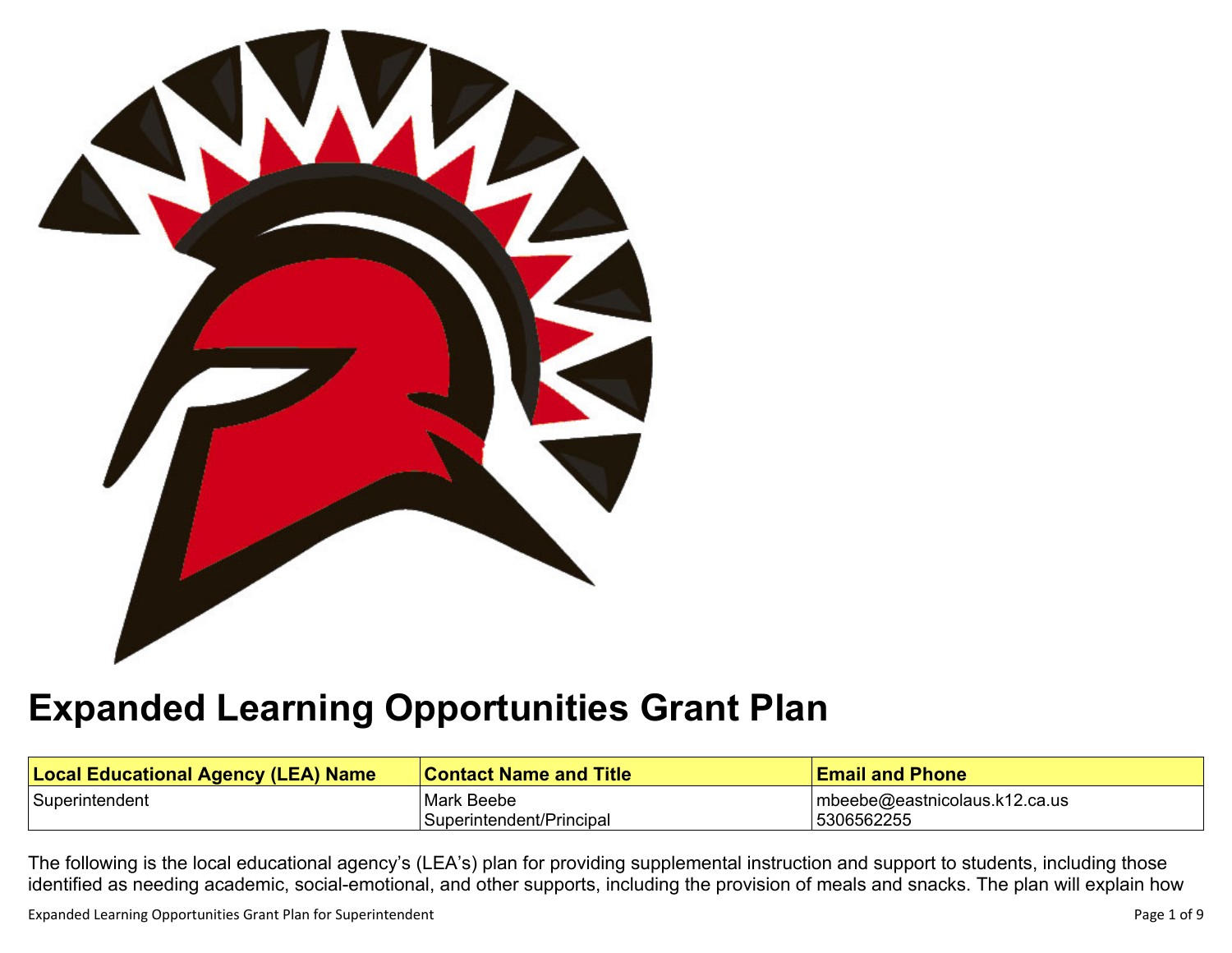# Expanded Learning Opportunities Grant Plan

| Local Educational Agency (LEA) Name | Contact Name and Title | Email and Phone |
| --- | --- | --- |
| Superintendent | Mark Beebe<br>Superintendent/Principal | mbeebe@eastnicolaus.k12.ca.us<br>5306562255 |

The following is the local educational agency's (LEA's) plan for providing supplemental instruction and support to students, including those identified as needing academic, social-emotional, and other supports, including the provision of meals and snacks. The plan will explain how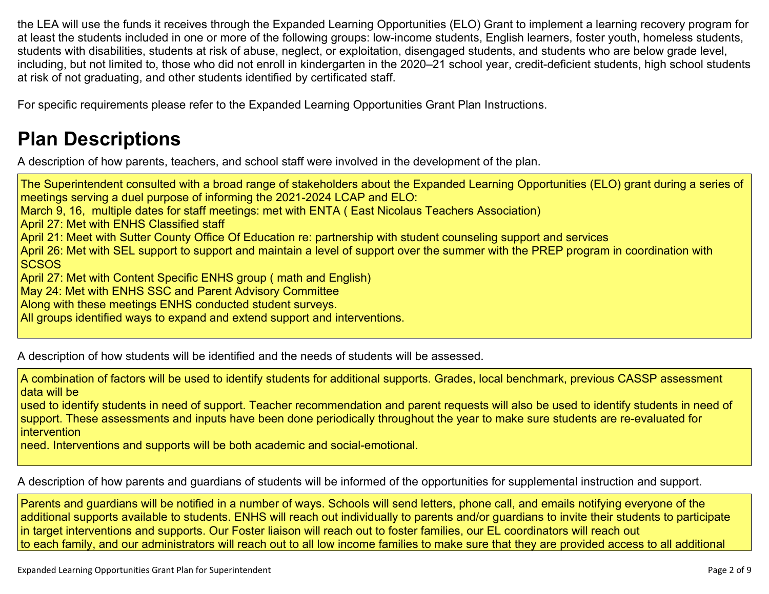the LEA will use the funds it receives through the Expanded Learning Opportunities (ELO) Grant to implement a learning recovery program for at least the students included in one or more of the following groups: low-income students, English learners, foster youth, homeless students, students with disabilities, students at risk of abuse, neglect, or exploitation, disengaged students, and students who are below grade level, including, but not limited to, those who did not enroll in kindergarten in the 2020–21 school year, credit-deficient students, high school students at risk of not graduating, and other students identified by certificated staff.

For specific requirements please refer to the Expanded Learning Opportunities Grant Plan Instructions.

# Plan Descriptions

A description of how parents, teachers, and school staff were involved in the development of the plan.

The Superintendent consulted with a broad range of stakeholders about the Expanded Learning Opportunities (ELO) grant during a series of meetings serving a duel purpose of informing the 2021-2024 LCAP and ELO:
March 9, 16, multiple dates for staff meetings: met with ENTA ( East Nicolaus Teachers Association)
April 27: Met with ENHS Classified staff
April 21: Meet with Sutter County Office Of Education re: partnership with student counseling support and services
April 26: Met with SEL support to support and maintain a level of support over the summer with the PREP program in coordination with SCSOS
April 27: Met with Content Specific ENHS group ( math and English)
May 24: Met with ENHS SSC and Parent Advisory Committee
Along with these meetings ENHS conducted student surveys.
All groups identified ways to expand and extend support and interventions.

A description of how students will be identified and the needs of students will be assessed.

A combination of factors will be used to identify students for additional supports. Grades, local benchmark, previous CASSP assessment data will be
used to identify students in need of support. Teacher recommendation and parent requests will also be used to identify students in need of support. These assessments and inputs have been done periodically throughout the year to make sure students are re-evaluated for intervention
need. Interventions and supports will be both academic and social-emotional.

A description of how parents and guardians of students will be informed of the opportunities for supplemental instruction and support.

Parents and guardians will be notified in a number of ways. Schools will send letters, phone call, and emails notifying everyone of the additional supports available to students. ENHS will reach out individually to parents and/or guardians to invite their students to participate in target interventions and supports. Our Foster liaison will reach out to foster families, our EL coordinators will reach out
to each family, and our administrators will reach out to all low income families to make sure that they are provided access to all additional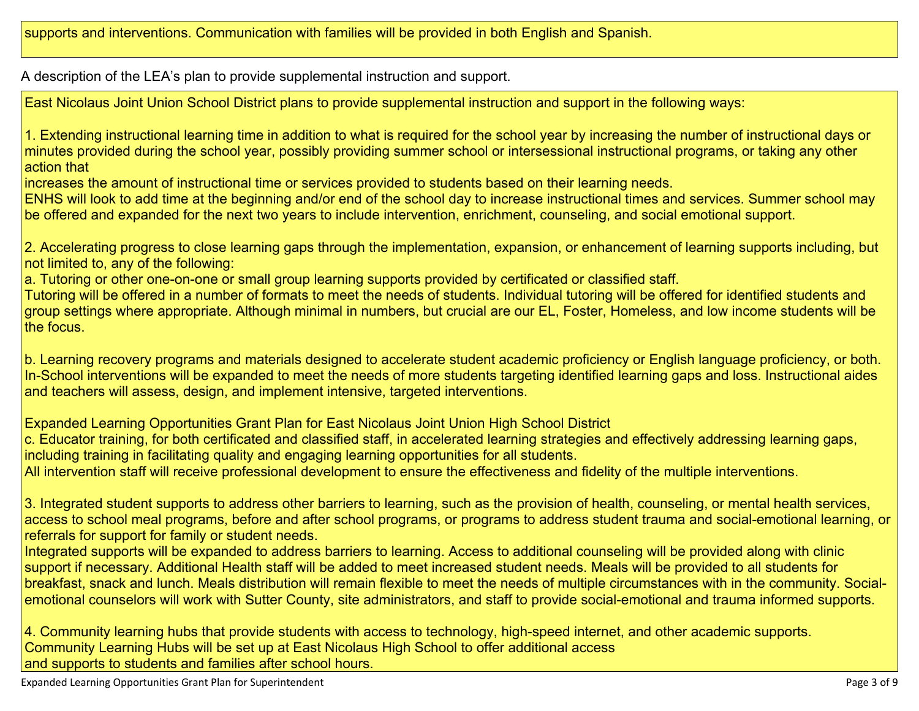supports and interventions. Communication with families will be provided in both English and Spanish.

A description of the LEA's plan to provide supplemental instruction and support.

East Nicolaus Joint Union School District plans to provide supplemental instruction and support in the following ways:

1. Extending instructional learning time in addition to what is required for the school year by increasing the number of instructional days or minutes provided during the school year, possibly providing summer school or intersessional instructional programs, or taking any other action that increases the amount of instructional time or services provided to students based on their learning needs.
ENHS will look to add time at the beginning and/or end of the school day to increase instructional times and services. Summer school may be offered and expanded for the next two years to include intervention, enrichment, counseling, and social emotional support.

2. Accelerating progress to close learning gaps through the implementation, expansion, or enhancement of learning supports including, but not limited to, any of the following:
a. Tutoring or other one-on-one or small group learning supports provided by certificated or classified staff.
Tutoring will be offered in a number of formats to meet the needs of students. Individual tutoring will be offered for identified students and group settings where appropriate. Although minimal in numbers, but crucial are our EL, Foster, Homeless, and low income students will be the focus.

b. Learning recovery programs and materials designed to accelerate student academic proficiency or English language proficiency, or both.
In-School interventions will be expanded to meet the needs of more students targeting identified learning gaps and loss. Instructional aides and teachers will assess, design, and implement intensive, targeted interventions.

Expanded Learning Opportunities Grant Plan for East Nicolaus Joint Union High School District
c. Educator training, for both certificated and classified staff, in accelerated learning strategies and effectively addressing learning gaps, including training in facilitating quality and engaging learning opportunities for all students.
All intervention staff will receive professional development to ensure the effectiveness and fidelity of the multiple interventions.

3. Integrated student supports to address other barriers to learning, such as the provision of health, counseling, or mental health services, access to school meal programs, before and after school programs, or programs to address student trauma and social-emotional learning, or referrals for support for family or student needs.
Integrated supports will be expanded to address barriers to learning. Access to additional counseling will be provided along with clinic support if necessary. Additional Health staff will be added to meet increased student needs. Meals will be provided to all students for breakfast, snack and lunch. Meals distribution will remain flexible to meet the needs of multiple circumstances with in the community. Social-emotional counselors will work with Sutter County, site administrators, and staff to provide social-emotional and trauma informed supports.

4. Community learning hubs that provide students with access to technology, high-speed internet, and other academic supports.
Community Learning Hubs will be set up at East Nicolaus High School to offer additional access and supports to students and families after school hours.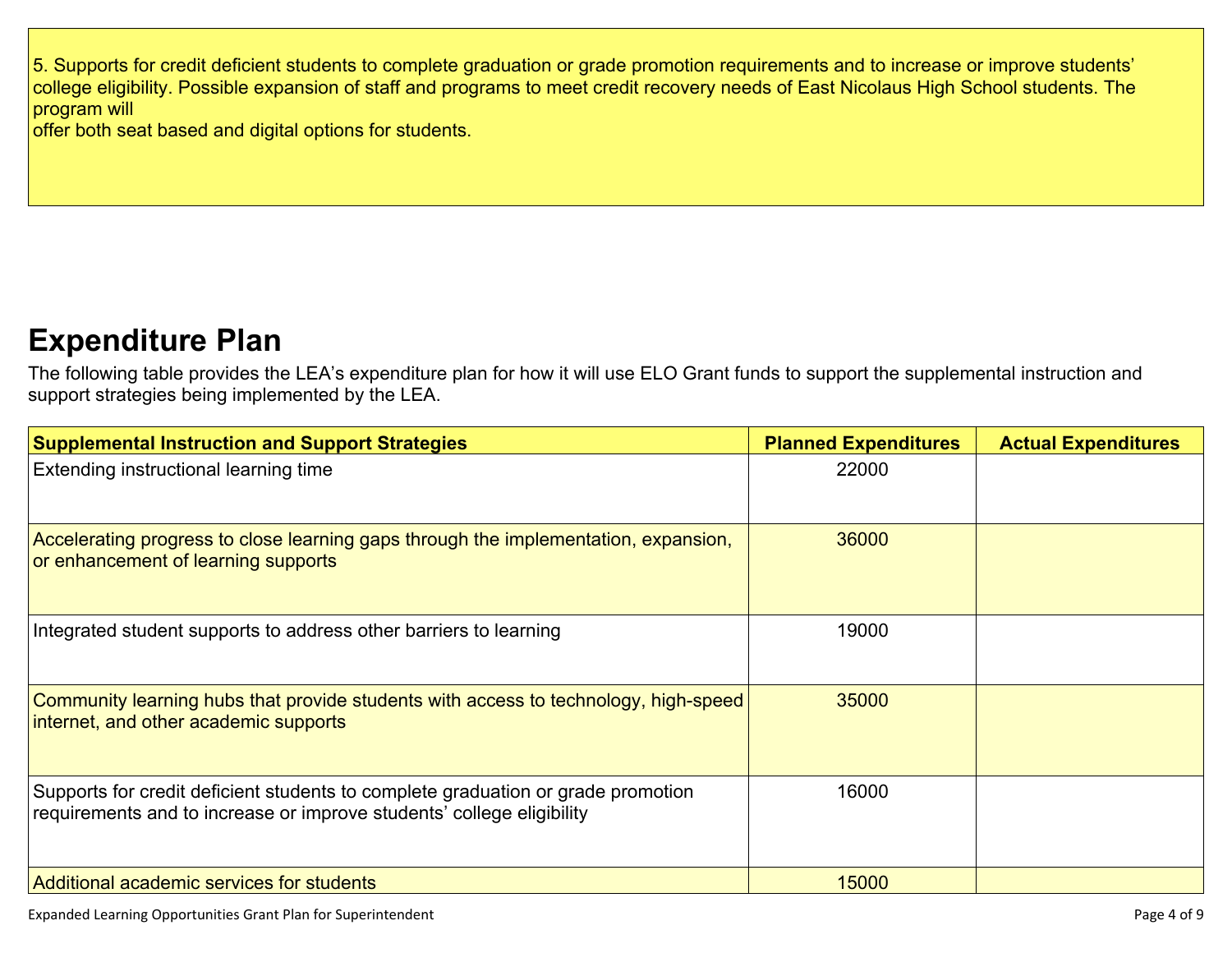5. Supports for credit deficient students to complete graduation or grade promotion requirements and to increase or improve students' college eligibility. Possible expansion of staff and programs to meet credit recovery needs of East Nicolaus High School students. The program will
offer both seat based and digital options for students.

## Expenditure Plan

The following table provides the LEA's expenditure plan for how it will use ELO Grant funds to support the supplemental instruction and support strategies being implemented by the LEA.

| Supplemental Instruction and Support Strategies | Planned Expenditures | Actual Expenditures |
|---|---|---|
| Extending instructional learning time | 22000 | |
| Accelerating progress to close learning gaps through the implementation, expansion, or enhancement of learning supports | 36000 | |
| Integrated student supports to address other barriers to learning | 19000 | |
| Community learning hubs that provide students with access to technology, high-speed internet, and other academic supports | 35000 | |
| Supports for credit deficient students to complete graduation or grade promotion requirements and to increase or improve students' college eligibility | 16000 | |
| Additional academic services for students | 15000 | |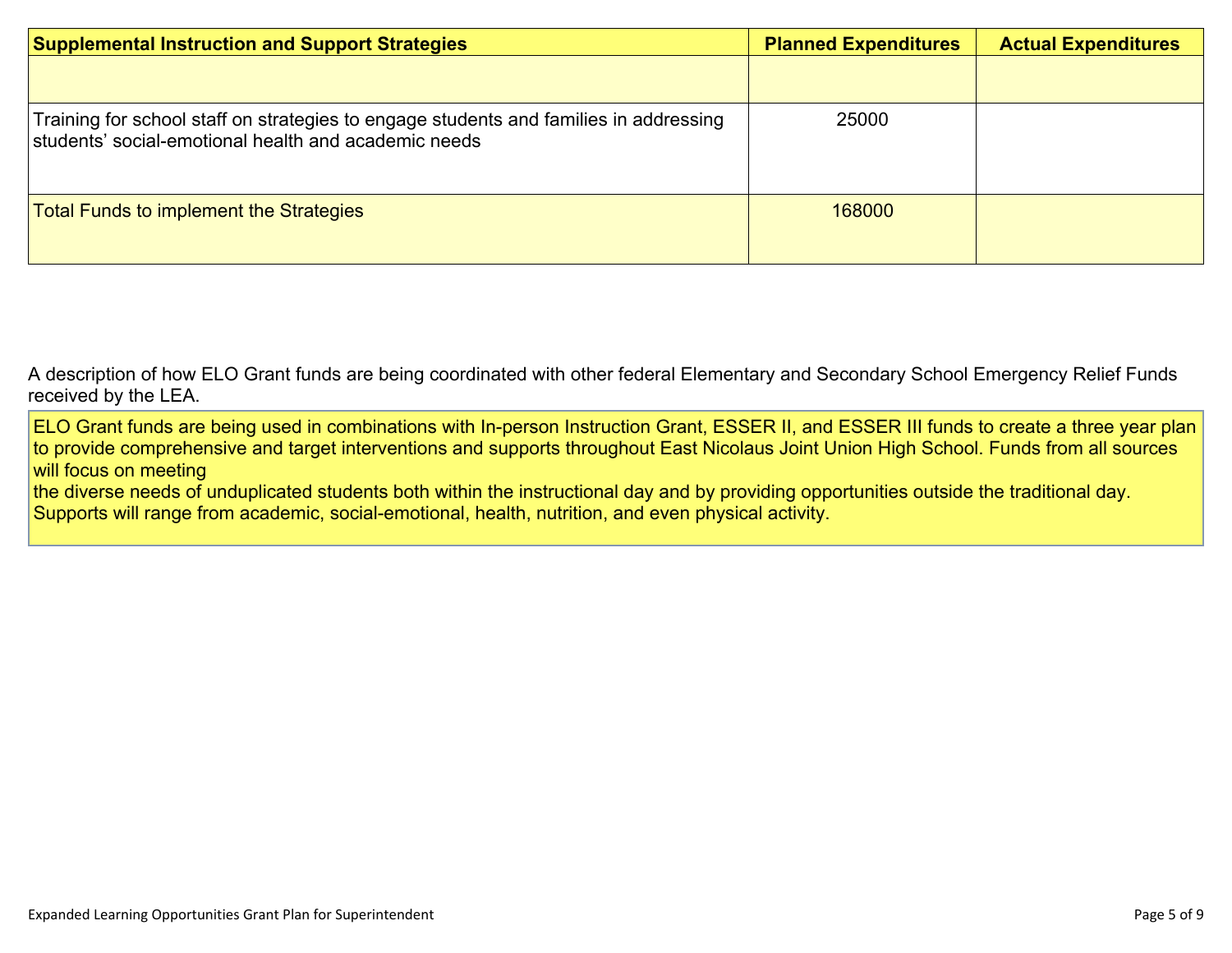| Supplemental Instruction and Support Strategies | Planned Expenditures | Actual Expenditures |
|---|---|---|
| | | |
| Training for school staff on strategies to engage students and families in addressing students' social-emotional health and academic needs | 25000 | |
| Total Funds to implement the Strategies | 168000 | |

A description of how ELO Grant funds are being coordinated with other federal Elementary and Secondary School Emergency Relief Funds received by the LEA.

ELO Grant funds are being used in combinations with In-person Instruction Grant, ESSER II, and ESSER III funds to create a three year plan to provide comprehensive and target interventions and supports throughout East Nicolaus Joint Union High School. Funds from all sources will focus on meeting
the diverse needs of unduplicated students both within the instructional day and by providing opportunities outside the traditional day. Supports will range from academic, social-emotional, health, nutrition, and even physical activity.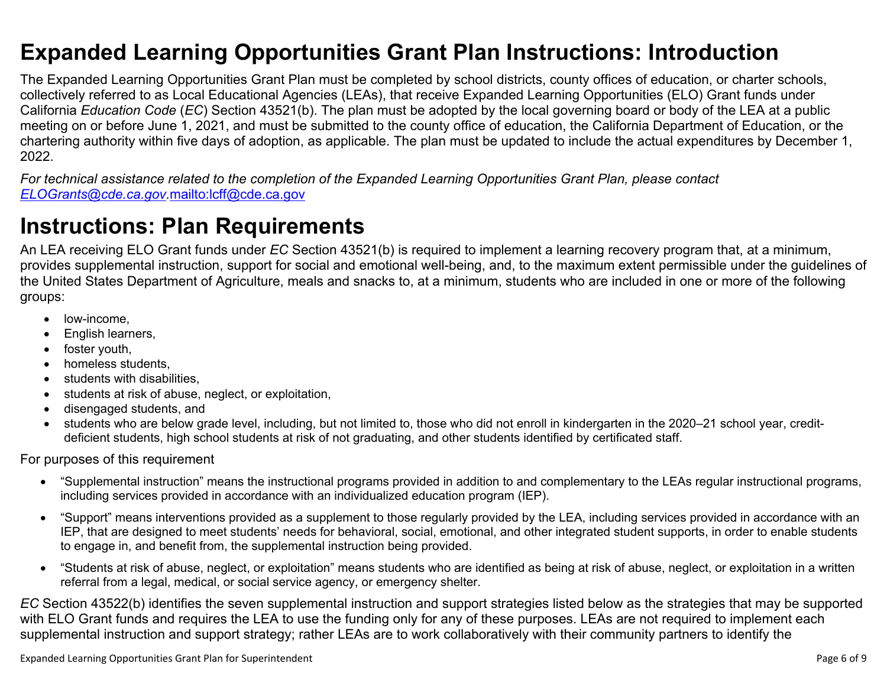# Expanded Learning Opportunities Grant Plan Instructions: Introduction

The Expanded Learning Opportunities Grant Plan must be completed by school districts, county offices of education, or charter schools, collectively referred to as Local Educational Agencies (LEAs), that receive Expanded Learning Opportunities (ELO) Grant funds under California *Education Code* (*EC*) Section 43521(b). The plan must be adopted by the local governing board or body of the LEA at a public meeting on or before June 1, 2021, and must be submitted to the county office of education, the California Department of Education, or the chartering authority within five days of adoption, as applicable. The plan must be updated to include the actual expenditures by December 1, 2022.

*For technical assistance related to the completion of the Expanded Learning Opportunities Grant Plan, please contact [ELOGrants@cde.ca.gov](mailto:ELOGrants@cde.ca.gov).*[mailto:lcff@cde.ca.gov](mailto:lcff@cde.ca.gov)

# Instructions: Plan Requirements

An LEA receiving ELO Grant funds under *EC* Section 43521(b) is required to implement a learning recovery program that, at a minimum, provides supplemental instruction, support for social and emotional well-being, and, to the maximum extent permissible under the guidelines of the United States Department of Agriculture, meals and snacks to, at a minimum, students who are included in one or more of the following groups:

- low-income,
- English learners,
- foster youth,
- homeless students,
- students with disabilities,
- students at risk of abuse, neglect, or exploitation,
- disengaged students, and
- students who are below grade level, including, but not limited to, those who did not enroll in kindergarten in the 2020–21 school year, credit-deficient students, high school students at risk of not graduating, and other students identified by certificated staff.

For purposes of this requirement

- “Supplemental instruction” means the instructional programs provided in addition to and complementary to the LEAs regular instructional programs, including services provided in accordance with an individualized education program (IEP).
- “Support” means interventions provided as a supplement to those regularly provided by the LEA, including services provided in accordance with an IEP, that are designed to meet students’ needs for behavioral, social, emotional, and other integrated student supports, in order to enable students to engage in, and benefit from, the supplemental instruction being provided.
- “Students at risk of abuse, neglect, or exploitation” means students who are identified as being at risk of abuse, neglect, or exploitation in a written referral from a legal, medical, or social service agency, or emergency shelter.

*EC* Section 43522(b) identifies the seven supplemental instruction and support strategies listed below as the strategies that may be supported with ELO Grant funds and requires the LEA to use the funding only for any of these purposes. LEAs are not required to implement each supplemental instruction and support strategy; rather LEAs are to work collaboratively with their community partners to identify the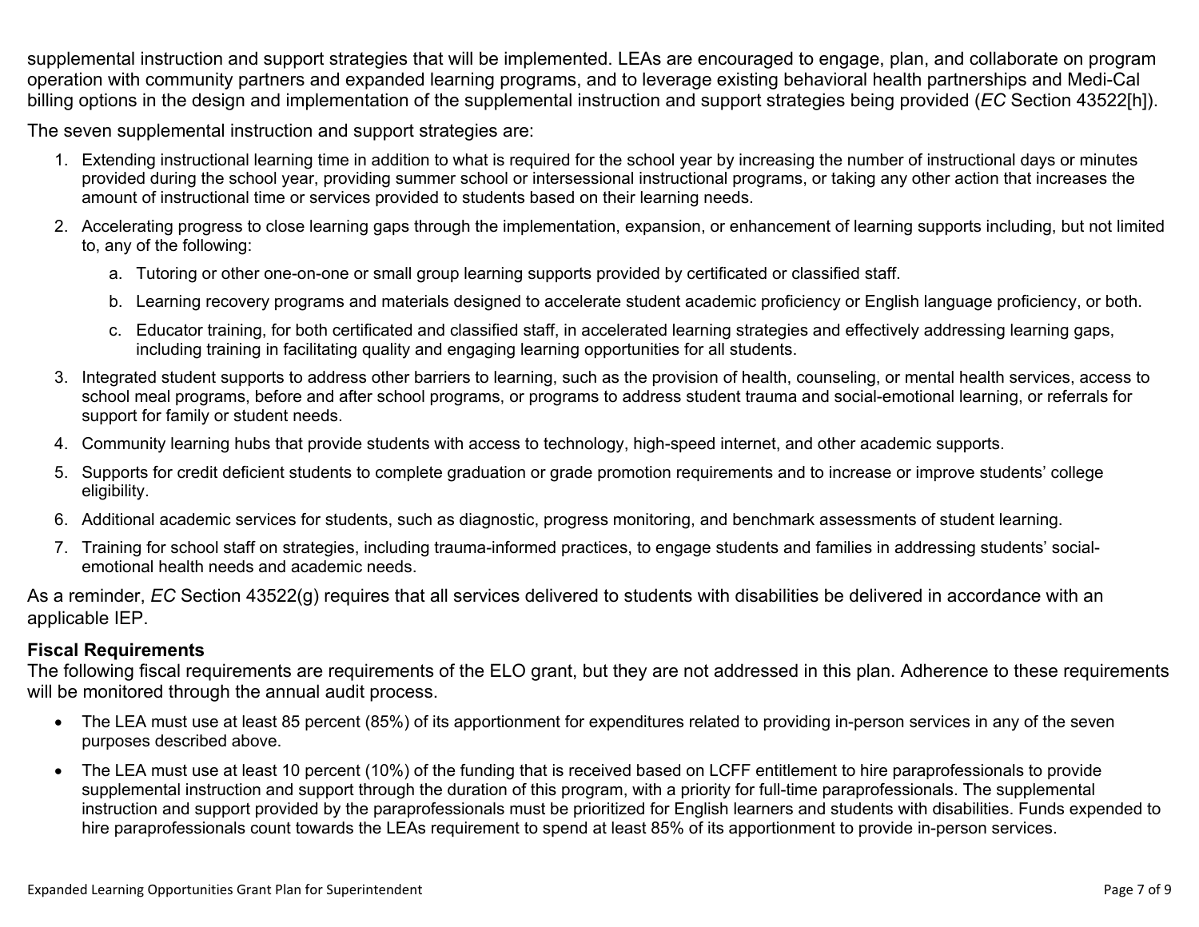supplemental instruction and support strategies that will be implemented. LEAs are encouraged to engage, plan, and collaborate on program operation with community partners and expanded learning programs, and to leverage existing behavioral health partnerships and Medi-Cal billing options in the design and implementation of the supplemental instruction and support strategies being provided (*EC* Section 43522[h]).

The seven supplemental instruction and support strategies are:

1. Extending instructional learning time in addition to what is required for the school year by increasing the number of instructional days or minutes provided during the school year, providing summer school or intersessional instructional programs, or taking any other action that increases the amount of instructional time or services provided to students based on their learning needs.
2. Accelerating progress to close learning gaps through the implementation, expansion, or enhancement of learning supports including, but not limited to, any of the following:
   a. Tutoring or other one-on-one or small group learning supports provided by certificated or classified staff.
   b. Learning recovery programs and materials designed to accelerate student academic proficiency or English language proficiency, or both.
   c. Educator training, for both certificated and classified staff, in accelerated learning strategies and effectively addressing learning gaps, including training in facilitating quality and engaging learning opportunities for all students.
3. Integrated student supports to address other barriers to learning, such as the provision of health, counseling, or mental health services, access to school meal programs, before and after school programs, or programs to address student trauma and social-emotional learning, or referrals for support for family or student needs.
4. Community learning hubs that provide students with access to technology, high-speed internet, and other academic supports.
5. Supports for credit deficient students to complete graduation or grade promotion requirements and to increase or improve students' college eligibility.
6. Additional academic services for students, such as diagnostic, progress monitoring, and benchmark assessments of student learning.
7. Training for school staff on strategies, including trauma-informed practices, to engage students and families in addressing students' social-emotional health needs and academic needs.

As a reminder, *EC* Section 43522(g) requires that all services delivered to students with disabilities be delivered in accordance with an applicable IEP.

**Fiscal Requirements**

The following fiscal requirements are requirements of the ELO grant, but they are not addressed in this plan. Adherence to these requirements will be monitored through the annual audit process.

- The LEA must use at least 85 percent (85%) of its apportionment for expenditures related to providing in-person services in any of the seven purposes described above.
- The LEA must use at least 10 percent (10%) of the funding that is received based on LCFF entitlement to hire paraprofessionals to provide supplemental instruction and support through the duration of this program, with a priority for full-time paraprofessionals. The supplemental instruction and support provided by the paraprofessionals must be prioritized for English learners and students with disabilities. Funds expended to hire paraprofessionals count towards the LEAs requirement to spend at least 85% of its apportionment to provide in-person services.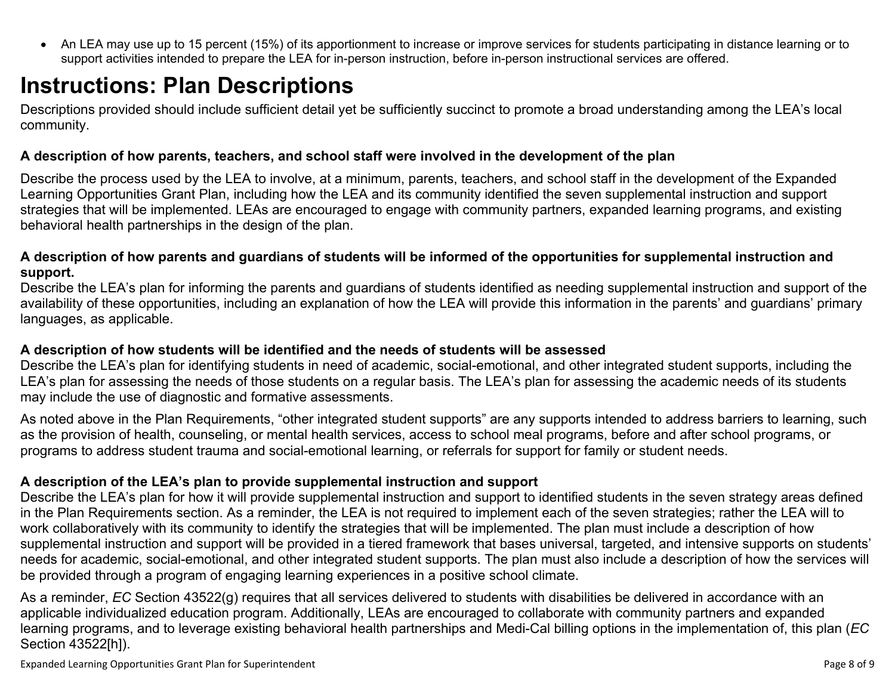- An LEA may use up to 15 percent (15%) of its apportionment to increase or improve services for students participating in distance learning or to support activities intended to prepare the LEA for in-person instruction, before in-person instructional services are offered.

# Instructions: Plan Descriptions

Descriptions provided should include sufficient detail yet be sufficiently succinct to promote a broad understanding among the LEA's local community.

**A description of how parents, teachers, and school staff were involved in the development of the plan**

Describe the process used by the LEA to involve, at a minimum, parents, teachers, and school staff in the development of the Expanded Learning Opportunities Grant Plan, including how the LEA and its community identified the seven supplemental instruction and support strategies that will be implemented. LEAs are encouraged to engage with community partners, expanded learning programs, and existing behavioral health partnerships in the design of the plan.

**A description of how parents and guardians of students will be informed of the opportunities for supplemental instruction and support.**

Describe the LEA's plan for informing the parents and guardians of students identified as needing supplemental instruction and support of the availability of these opportunities, including an explanation of how the LEA will provide this information in the parents' and guardians' primary languages, as applicable.

**A description of how students will be identified and the needs of students will be assessed**

Describe the LEA's plan for identifying students in need of academic, social-emotional, and other integrated student supports, including the LEA's plan for assessing the needs of those students on a regular basis. The LEA's plan for assessing the academic needs of its students may include the use of diagnostic and formative assessments.

As noted above in the Plan Requirements, "other integrated student supports" are any supports intended to address barriers to learning, such as the provision of health, counseling, or mental health services, access to school meal programs, before and after school programs, or programs to address student trauma and social-emotional learning, or referrals for support for family or student needs.

**A description of the LEA's plan to provide supplemental instruction and support**

Describe the LEA's plan for how it will provide supplemental instruction and support to identified students in the seven strategy areas defined in the Plan Requirements section. As a reminder, the LEA is not required to implement each of the seven strategies; rather the LEA will to work collaboratively with its community to identify the strategies that will be implemented. The plan must include a description of how supplemental instruction and support will be provided in a tiered framework that bases universal, targeted, and intensive supports on students' needs for academic, social-emotional, and other integrated student supports. The plan must also include a description of how the services will be provided through a program of engaging learning experiences in a positive school climate.

As a reminder, *EC* Section 43522(g) requires that all services delivered to students with disabilities be delivered in accordance with an applicable individualized education program. Additionally, LEAs are encouraged to collaborate with community partners and expanded learning programs, and to leverage existing behavioral health partnerships and Medi-Cal billing options in the implementation of, this plan (*EC* Section 43522[h]).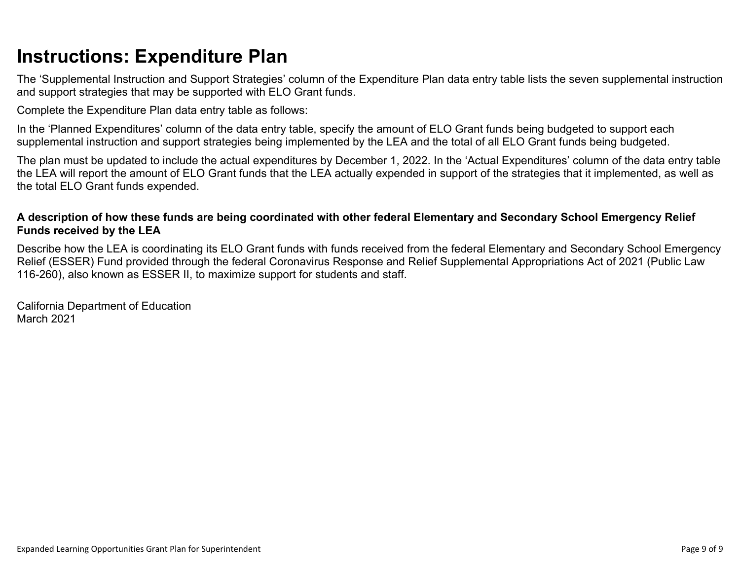# Instructions: Expenditure Plan

The 'Supplemental Instruction and Support Strategies' column of the Expenditure Plan data entry table lists the seven supplemental instruction and support strategies that may be supported with ELO Grant funds.

Complete the Expenditure Plan data entry table as follows:

In the 'Planned Expenditures' column of the data entry table, specify the amount of ELO Grant funds being budgeted to support each supplemental instruction and support strategies being implemented by the LEA and the total of all ELO Grant funds being budgeted.

The plan must be updated to include the actual expenditures by December 1, 2022. In the 'Actual Expenditures' column of the data entry table the LEA will report the amount of ELO Grant funds that the LEA actually expended in support of the strategies that it implemented, as well as the total ELO Grant funds expended.

**A description of how these funds are being coordinated with other federal Elementary and Secondary School Emergency Relief Funds received by the LEA**

Describe how the LEA is coordinating its ELO Grant funds with funds received from the federal Elementary and Secondary School Emergency Relief (ESSER) Fund provided through the federal Coronavirus Response and Relief Supplemental Appropriations Act of 2021 (Public Law 116-260), also known as ESSER II, to maximize support for students and staff.

California Department of Education
March 2021